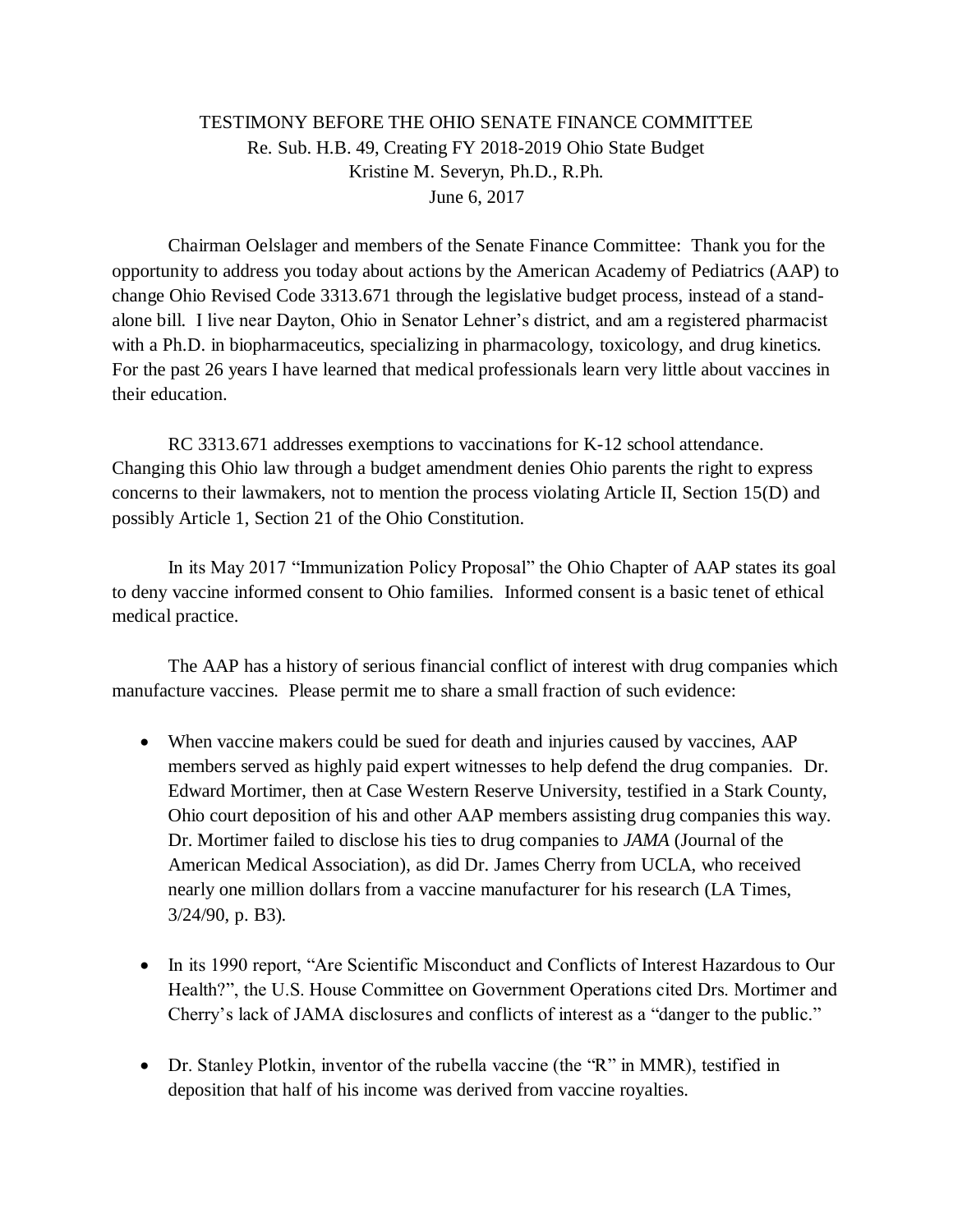TESTIMONY BEFORE THE OHIO SENATE FINANCE COMMITTEE
Re. Sub. H.B. 49, Creating FY 2018-2019 Ohio State Budget
Kristine M. Severyn, Ph.D., R.Ph.
June 6, 2017

Chairman Oelslager and members of the Senate Finance Committee: Thank you for the opportunity to address you today about actions by the American Academy of Pediatrics (AAP) to change Ohio Revised Code 3313.671 through the legislative budget process, instead of a stand-alone bill. I live near Dayton, Ohio in Senator Lehner's district, and am a registered pharmacist with a Ph.D. in biopharmaceutics, specializing in pharmacology, toxicology, and drug kinetics. For the past 26 years I have learned that medical professionals learn very little about vaccines in their education.

RC 3313.671 addresses exemptions to vaccinations for K-12 school attendance. Changing this Ohio law through a budget amendment denies Ohio parents the right to express concerns to their lawmakers, not to mention the process violating Article II, Section 15(D) and possibly Article 1, Section 21 of the Ohio Constitution.

In its May 2017 "Immunization Policy Proposal" the Ohio Chapter of AAP states its goal to deny vaccine informed consent to Ohio families. Informed consent is a basic tenet of ethical medical practice.

The AAP has a history of serious financial conflict of interest with drug companies which manufacture vaccines. Please permit me to share a small fraction of such evidence:

- When vaccine makers could be sued for death and injuries caused by vaccines, AAP members served as highly paid expert witnesses to help defend the drug companies. Dr. Edward Mortimer, then at Case Western Reserve University, testified in a Stark County, Ohio court deposition of his and other AAP members assisting drug companies this way. Dr. Mortimer failed to disclose his ties to drug companies to *JAMA* (Journal of the American Medical Association), as did Dr. James Cherry from UCLA, who received nearly one million dollars from a vaccine manufacturer for his research (LA Times, 3/24/90, p. B3).

- In its 1990 report, "Are Scientific Misconduct and Conflicts of Interest Hazardous to Our Health?", the U.S. House Committee on Government Operations cited Drs. Mortimer and Cherry's lack of JAMA disclosures and conflicts of interest as a "danger to the public."

- Dr. Stanley Plotkin, inventor of the rubella vaccine (the "R" in MMR), testified in deposition that half of his income was derived from vaccine royalties.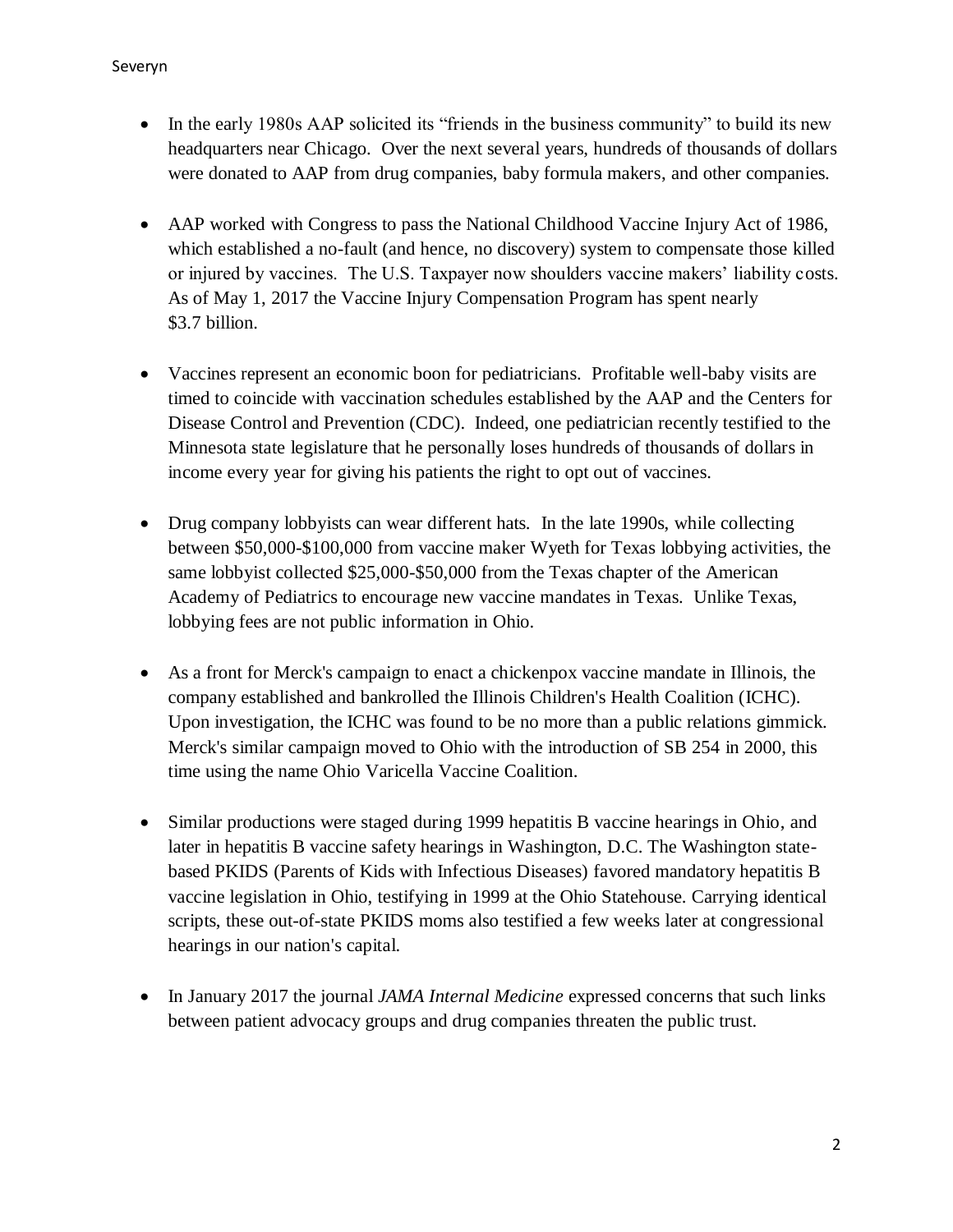- In the early 1980s AAP solicited its "friends in the business community" to build its new headquarters near Chicago. Over the next several years, hundreds of thousands of dollars were donated to AAP from drug companies, baby formula makers, and other companies.

- AAP worked with Congress to pass the National Childhood Vaccine Injury Act of 1986, which established a no-fault (and hence, no discovery) system to compensate those killed or injured by vaccines. The U.S. Taxpayer now shoulders vaccine makers' liability costs. As of May 1, 2017 the Vaccine Injury Compensation Program has spent nearly $3.7 billion.

- Vaccines represent an economic boon for pediatricians. Profitable well-baby visits are timed to coincide with vaccination schedules established by the AAP and the Centers for Disease Control and Prevention (CDC). Indeed, one pediatrician recently testified to the Minnesota state legislature that he personally loses hundreds of thousands of dollars in income every year for giving his patients the right to opt out of vaccines.

- Drug company lobbyists can wear different hats. In the late 1990s, while collecting between $50,000-$100,000 from vaccine maker Wyeth for Texas lobbying activities, the same lobbyist collected $25,000-$50,000 from the Texas chapter of the American Academy of Pediatrics to encourage new vaccine mandates in Texas. Unlike Texas, lobbying fees are not public information in Ohio.

- As a front for Merck's campaign to enact a chickenpox vaccine mandate in Illinois, the company established and bankrolled the Illinois Children's Health Coalition (ICHC). Upon investigation, the ICHC was found to be no more than a public relations gimmick. Merck's similar campaign moved to Ohio with the introduction of SB 254 in 2000, this time using the name Ohio Varicella Vaccine Coalition.

- Similar productions were staged during 1999 hepatitis B vaccine hearings in Ohio, and later in hepatitis B vaccine safety hearings in Washington, D.C. The Washington state-based PKIDS (Parents of Kids with Infectious Diseases) favored mandatory hepatitis B vaccine legislation in Ohio, testifying in 1999 at the Ohio Statehouse. Carrying identical scripts, these out-of-state PKIDS moms also testified a few weeks later at congressional hearings in our nation's capital.

- In January 2017 the journal *JAMA Internal Medicine* expressed concerns that such links between patient advocacy groups and drug companies threaten the public trust.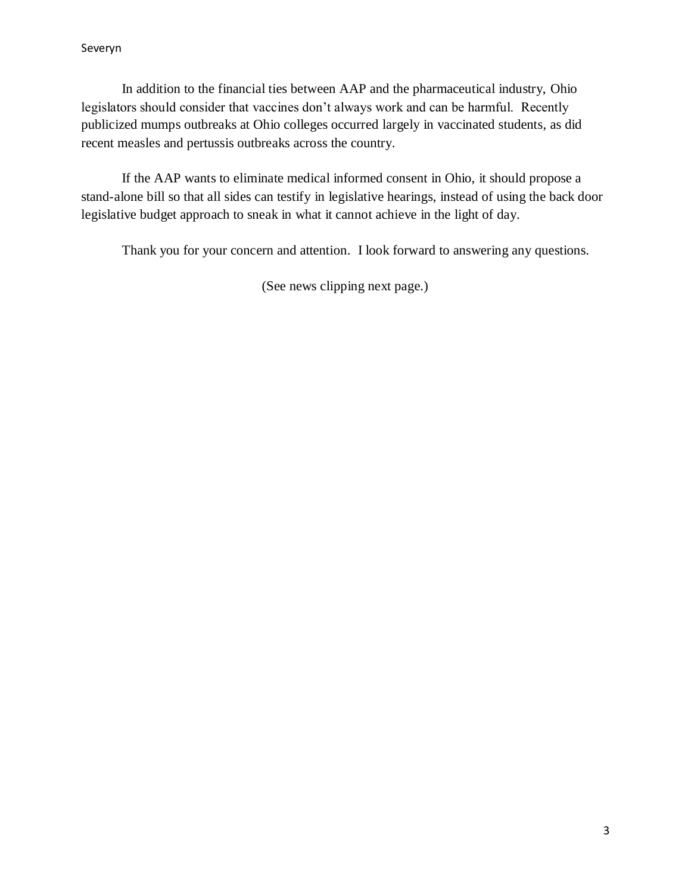In addition to the financial ties between AAP and the pharmaceutical industry, Ohio legislators should consider that vaccines don't always work and can be harmful. Recently publicized mumps outbreaks at Ohio colleges occurred largely in vaccinated students, as did recent measles and pertussis outbreaks across the country.

If the AAP wants to eliminate medical informed consent in Ohio, it should propose a stand-alone bill so that all sides can testify in legislative hearings, instead of using the back door legislative budget approach to sneak in what it cannot achieve in the light of day.

Thank you for your concern and attention. I look forward to answering any questions.

(See news clipping next page.)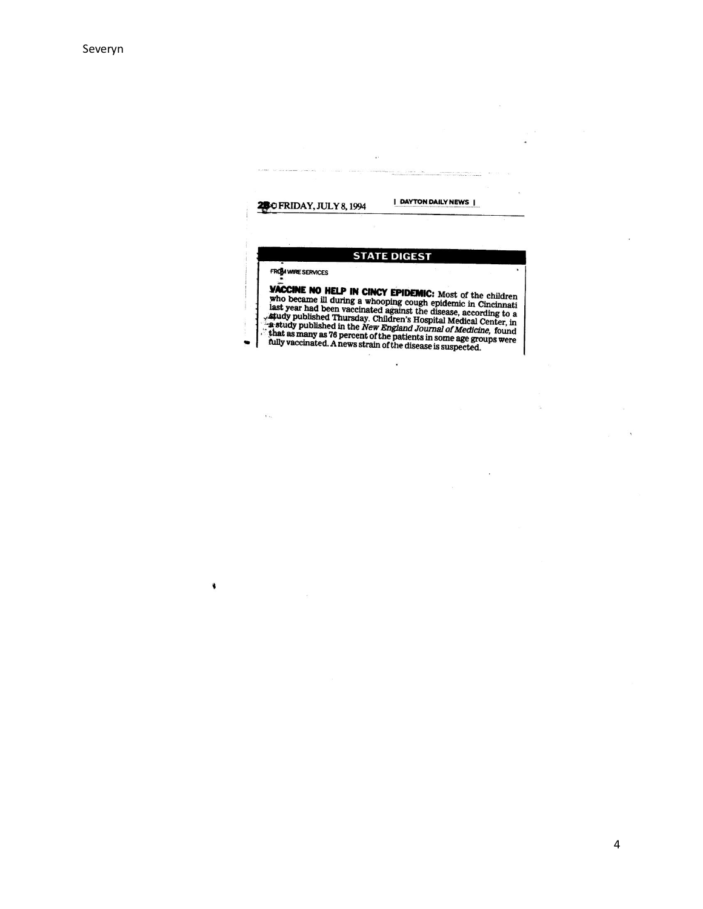2B FRIDAY, JULY 8, 1994 | DAYTON DAILY NEWS |

## STATE DIGEST

FROM WIRE SERVICES

**VACCINE NO HELP IN CINCY EPIDEMIC:** Most of the children who became ill during a whooping cough epidemic in Cincinnati last year had been vaccinated against the disease, according to a study published Thursday. Children's Hospital Medical Center, in a study published in the *New England Journal of Medicine*, found that as many as 76 percent of the patients in some age groups were fully vaccinated. A news strain of the disease is suspected.